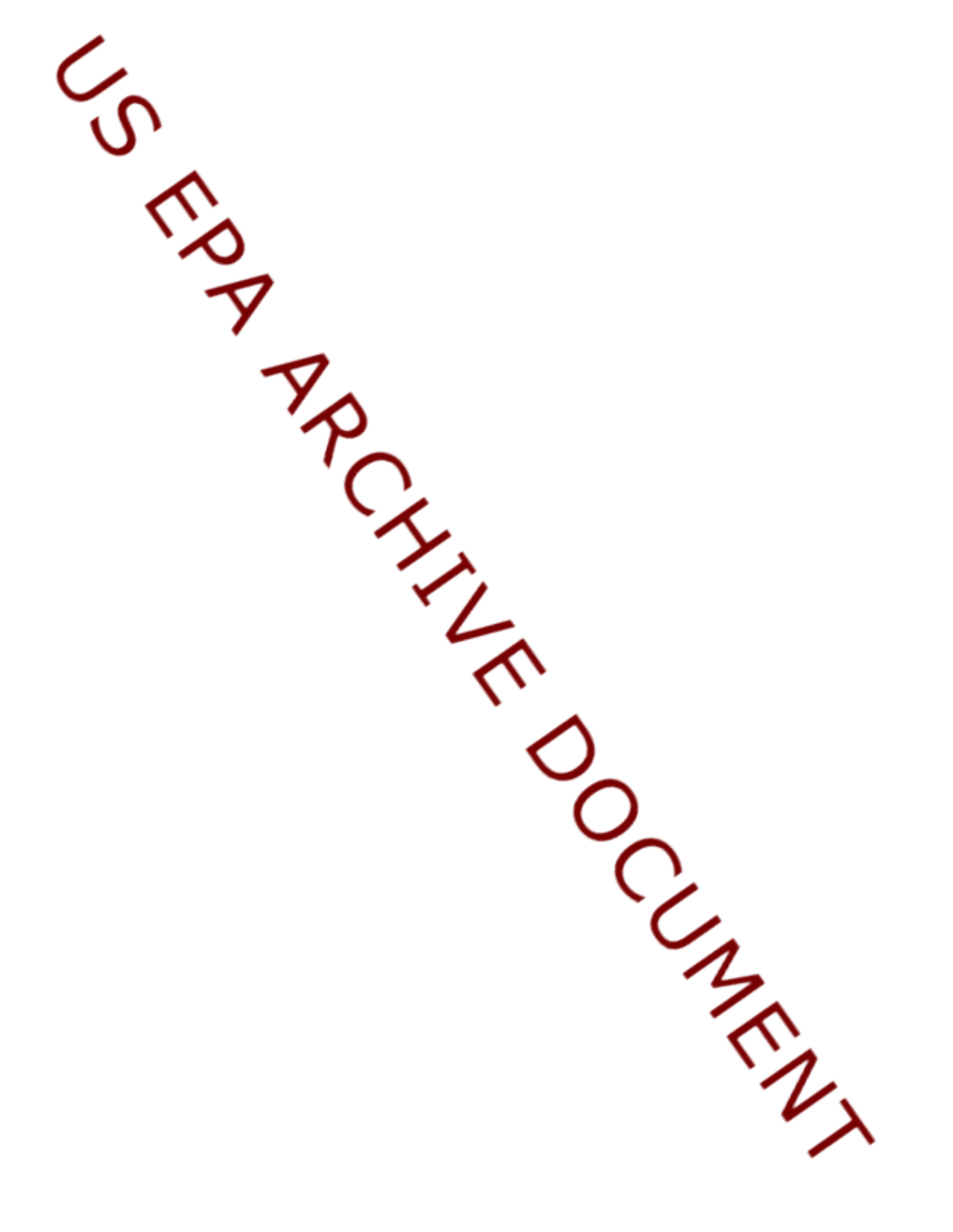US EPA ARCHIVE DOCUMENT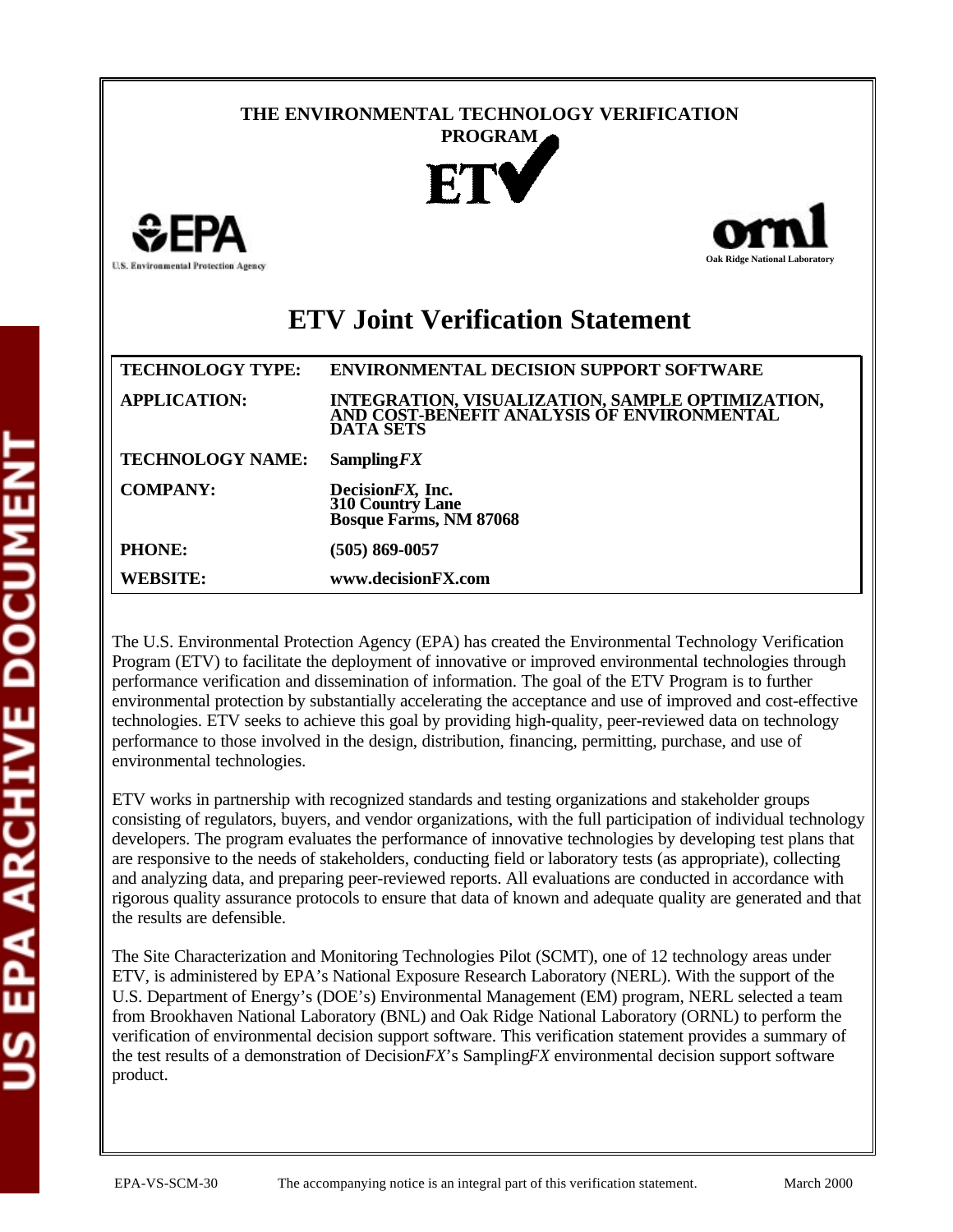**THE ENVIRONMENTAL TECHNOLOGY VERIFICATION PROGRAM**

ETV

U.S. Environmental Protection Agency

Oak Ridge National Laboratory

# ETV Joint Verification Statement

| | |
|---|---|
| **TECHNOLOGY TYPE:** | **ENVIRONMENTAL DECISION SUPPORT SOFTWARE** |
| **APPLICATION:** | **INTEGRATION, VISUALIZATION, SAMPLE OPTIMIZATION, AND COST-BENEFIT ANALYSIS OF ENVIRONMENTAL DATA SETS** |
| **TECHNOLOGY NAME:** | **Sampling*FX*** |
| **COMPANY:** | **Decision*FX*, Inc.**<br>**310 Country Lane**<br>**Bosque Farms, NM 87068** |
| **PHONE:** | **(505) 869-0057** |
| **WEBSITE:** | **www.decisionFX.com** |

The U.S. Environmental Protection Agency (EPA) has created the Environmental Technology Verification Program (ETV) to facilitate the deployment of innovative or improved environmental technologies through performance verification and dissemination of information. The goal of the ETV Program is to further environmental protection by substantially accelerating the acceptance and use of improved and cost-effective technologies. ETV seeks to achieve this goal by providing high-quality, peer-reviewed data on technology performance to those involved in the design, distribution, financing, permitting, purchase, and use of environmental technologies.

ETV works in partnership with recognized standards and testing organizations and stakeholder groups consisting of regulators, buyers, and vendor organizations, with the full participation of individual technology developers. The program evaluates the performance of innovative technologies by developing test plans that are responsive to the needs of stakeholders, conducting field or laboratory tests (as appropriate), collecting and analyzing data, and preparing peer-reviewed reports. All evaluations are conducted in accordance with rigorous quality assurance protocols to ensure that data of known and adequate quality are generated and that the results are defensible.

The Site Characterization and Monitoring Technologies Pilot (SCMT), one of 12 technology areas under ETV, is administered by EPA's National Exposure Research Laboratory (NERL). With the support of the U.S. Department of Energy's (DOE's) Environmental Management (EM) program, NERL selected a team from Brookhaven National Laboratory (BNL) and Oak Ridge National Laboratory (ORNL) to perform the verification of environmental decision support software. This verification statement provides a summary of the test results of a demonstration of Decision*FX*'s Sampling*FX* environmental decision support software product.

EPA-VS-SCM-30 The accompanying notice is an integral part of this verification statement. March 2000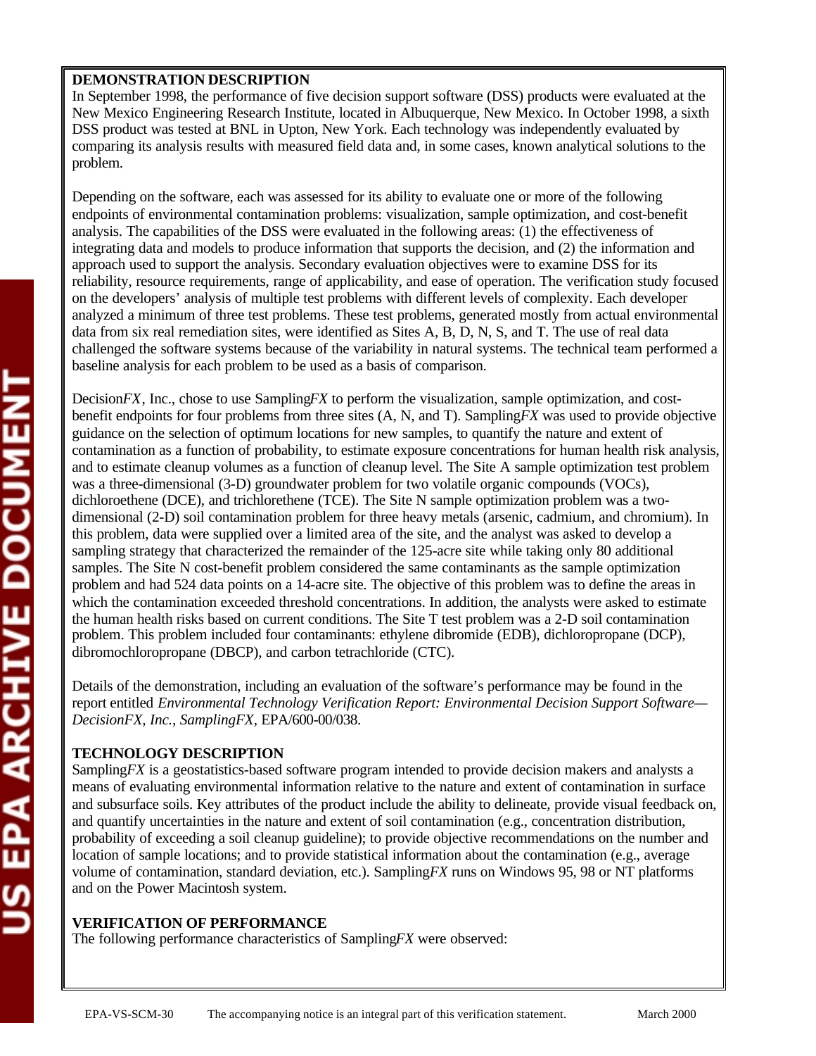**DEMONSTRATION DESCRIPTION**

In September 1998, the performance of five decision support software (DSS) products were evaluated at the New Mexico Engineering Research Institute, located in Albuquerque, New Mexico. In October 1998, a sixth DSS product was tested at BNL in Upton, New York. Each technology was independently evaluated by comparing its analysis results with measured field data and, in some cases, known analytical solutions to the problem.

Depending on the software, each was assessed for its ability to evaluate one or more of the following endpoints of environmental contamination problems: visualization, sample optimization, and cost-benefit analysis. The capabilities of the DSS were evaluated in the following areas: (1) the effectiveness of integrating data and models to produce information that supports the decision, and (2) the information and approach used to support the analysis. Secondary evaluation objectives were to examine DSS for its reliability, resource requirements, range of applicability, and ease of operation. The verification study focused on the developers' analysis of multiple test problems with different levels of complexity. Each developer analyzed a minimum of three test problems. These test problems, generated mostly from actual environmental data from six real remediation sites, were identified as Sites A, B, D, N, S, and T. The use of real data challenged the software systems because of the variability in natural systems. The technical team performed a baseline analysis for each problem to be used as a basis of comparison.

Decision*FX*, Inc., chose to use Sampling*FX* to perform the visualization, sample optimization, and cost-benefit endpoints for four problems from three sites (A, N, and T). Sampling*FX* was used to provide objective guidance on the selection of optimum locations for new samples, to quantify the nature and extent of contamination as a function of probability, to estimate exposure concentrations for human health risk analysis, and to estimate cleanup volumes as a function of cleanup level. The Site A sample optimization test problem was a three-dimensional (3-D) groundwater problem for two volatile organic compounds (VOCs), dichloroethene (DCE), and trichlorethene (TCE). The Site N sample optimization problem was a two-dimensional (2-D) soil contamination problem for three heavy metals (arsenic, cadmium, and chromium). In this problem, data were supplied over a limited area of the site, and the analyst was asked to develop a sampling strategy that characterized the remainder of the 125-acre site while taking only 80 additional samples. The Site N cost-benefit problem considered the same contaminants as the sample optimization problem and had 524 data points on a 14-acre site. The objective of this problem was to define the areas in which the contamination exceeded threshold concentrations. In addition, the analysts were asked to estimate the human health risks based on current conditions. The Site T test problem was a 2-D soil contamination problem. This problem included four contaminants: ethylene dibromide (EDB), dichloropropane (DCP), dibromochloropropane (DBCP), and carbon tetrachloride (CTC).

Details of the demonstration, including an evaluation of the software's performance may be found in the report entitled *Environmental Technology Verification Report: Environmental Decision Support Software—DecisionFX, Inc., SamplingFX*, EPA/600-00/038.

**TECHNOLOGY DESCRIPTION**

Sampling*FX* is a geostatistics-based software program intended to provide decision makers and analysts a means of evaluating environmental information relative to the nature and extent of contamination in surface and subsurface soils. Key attributes of the product include the ability to delineate, provide visual feedback on, and quantify uncertainties in the nature and extent of soil contamination (e.g., concentration distribution, probability of exceeding a soil cleanup guideline); to provide objective recommendations on the number and location of sample locations; and to provide statistical information about the contamination (e.g., average volume of contamination, standard deviation, etc.). Sampling*FX* runs on Windows 95, 98 or NT platforms and on the Power Macintosh system.

**VERIFICATION OF PERFORMANCE**

The following performance characteristics of Sampling*FX* were observed: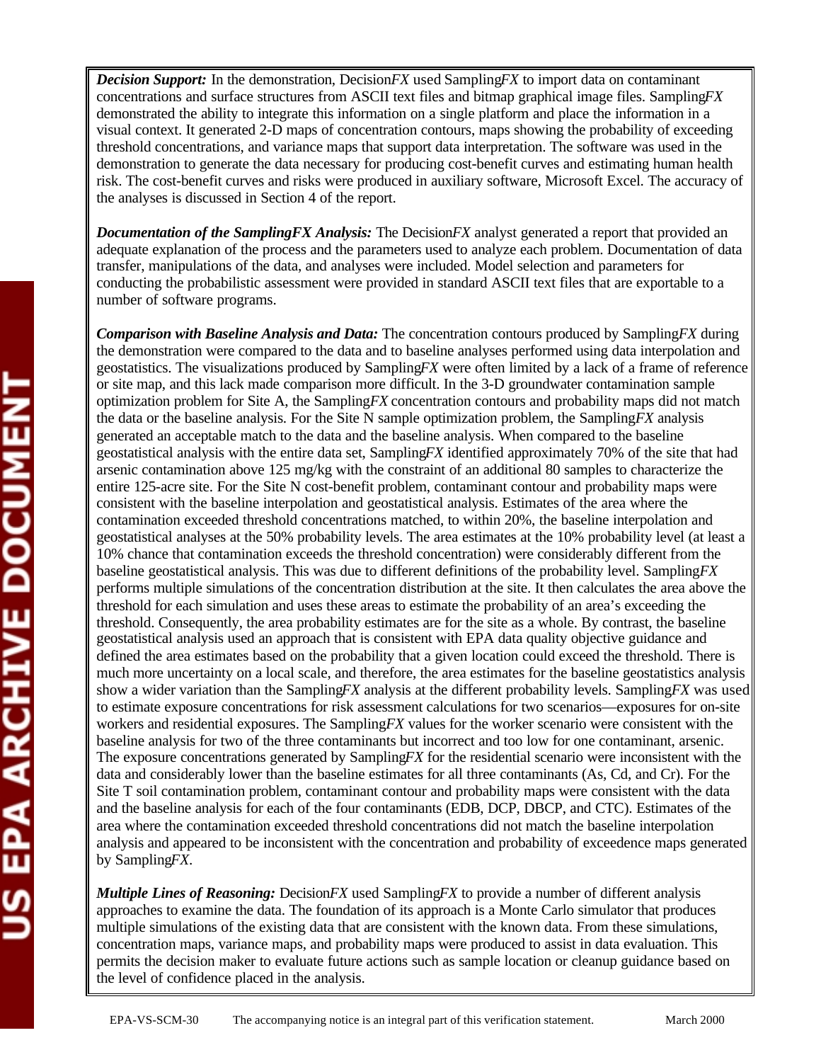***Decision Support:*** In the demonstration, Decision*FX* used Sampling*FX* to import data on contaminant concentrations and surface structures from ASCII text files and bitmap graphical image files. Sampling*FX* demonstrated the ability to integrate this information on a single platform and place the information in a visual context. It generated 2-D maps of concentration contours, maps showing the probability of exceeding threshold concentrations, and variance maps that support data interpretation. The software was used in the demonstration to generate the data necessary for producing cost-benefit curves and estimating human health risk. The cost-benefit curves and risks were produced in auxiliary software, Microsoft Excel. The accuracy of the analyses is discussed in Section 4 of the report.

***Documentation of the SamplingFX Analysis:*** The Decision*FX* analyst generated a report that provided an adequate explanation of the process and the parameters used to analyze each problem. Documentation of data transfer, manipulations of the data, and analyses were included. Model selection and parameters for conducting the probabilistic assessment were provided in standard ASCII text files that are exportable to a number of software programs.

***Comparison with Baseline Analysis and Data:*** The concentration contours produced by Sampling*FX* during the demonstration were compared to the data and to baseline analyses performed using data interpolation and geostatistics. The visualizations produced by Sampling*FX* were often limited by a lack of a frame of reference or site map, and this lack made comparison more difficult. In the 3-D groundwater contamination sample optimization problem for Site A, the Sampling*FX* concentration contours and probability maps did not match the data or the baseline analysis. For the Site N sample optimization problem, the Sampling*FX* analysis generated an acceptable match to the data and the baseline analysis. When compared to the baseline geostatistical analysis with the entire data set, Sampling*FX* identified approximately 70% of the site that had arsenic contamination above 125 mg/kg with the constraint of an additional 80 samples to characterize the entire 125-acre site. For the Site N cost-benefit problem, contaminant contour and probability maps were consistent with the baseline interpolation and geostatistical analysis. Estimates of the area where the contamination exceeded threshold concentrations matched, to within 20%, the baseline interpolation and geostatistical analyses at the 50% probability levels. The area estimates at the 10% probability level (at least a 10% chance that contamination exceeds the threshold concentration) were considerably different from the baseline geostatistical analysis. This was due to different definitions of the probability level. Sampling*FX* performs multiple simulations of the concentration distribution at the site. It then calculates the area above the threshold for each simulation and uses these areas to estimate the probability of an area's exceeding the threshold. Consequently, the area probability estimates are for the site as a whole. By contrast, the baseline geostatistical analysis used an approach that is consistent with EPA data quality objective guidance and defined the area estimates based on the probability that a given location could exceed the threshold. There is much more uncertainty on a local scale, and therefore, the area estimates for the baseline geostatistics analysis show a wider variation than the Sampling*FX* analysis at the different probability levels. Sampling*FX* was used to estimate exposure concentrations for risk assessment calculations for two scenarios—exposures for on-site workers and residential exposures. The Sampling*FX* values for the worker scenario were consistent with the baseline analysis for two of the three contaminants but incorrect and too low for one contaminant, arsenic. The exposure concentrations generated by Sampling*FX* for the residential scenario were inconsistent with the data and considerably lower than the baseline estimates for all three contaminants (As, Cd, and Cr). For the Site T soil contamination problem, contaminant contour and probability maps were consistent with the data and the baseline analysis for each of the four contaminants (EDB, DCP, DBCP, and CTC). Estimates of the area where the contamination exceeded threshold concentrations did not match the baseline interpolation analysis and appeared to be inconsistent with the concentration and probability of exceedence maps generated by Sampling*FX*.

***Multiple Lines of Reasoning:*** Decision*FX* used Sampling*FX* to provide a number of different analysis approaches to examine the data. The foundation of its approach is a Monte Carlo simulator that produces multiple simulations of the existing data that are consistent with the known data. From these simulations, concentration maps, variance maps, and probability maps were produced to assist in data evaluation. This permits the decision maker to evaluate future actions such as sample location or cleanup guidance based on the level of confidence placed in the analysis.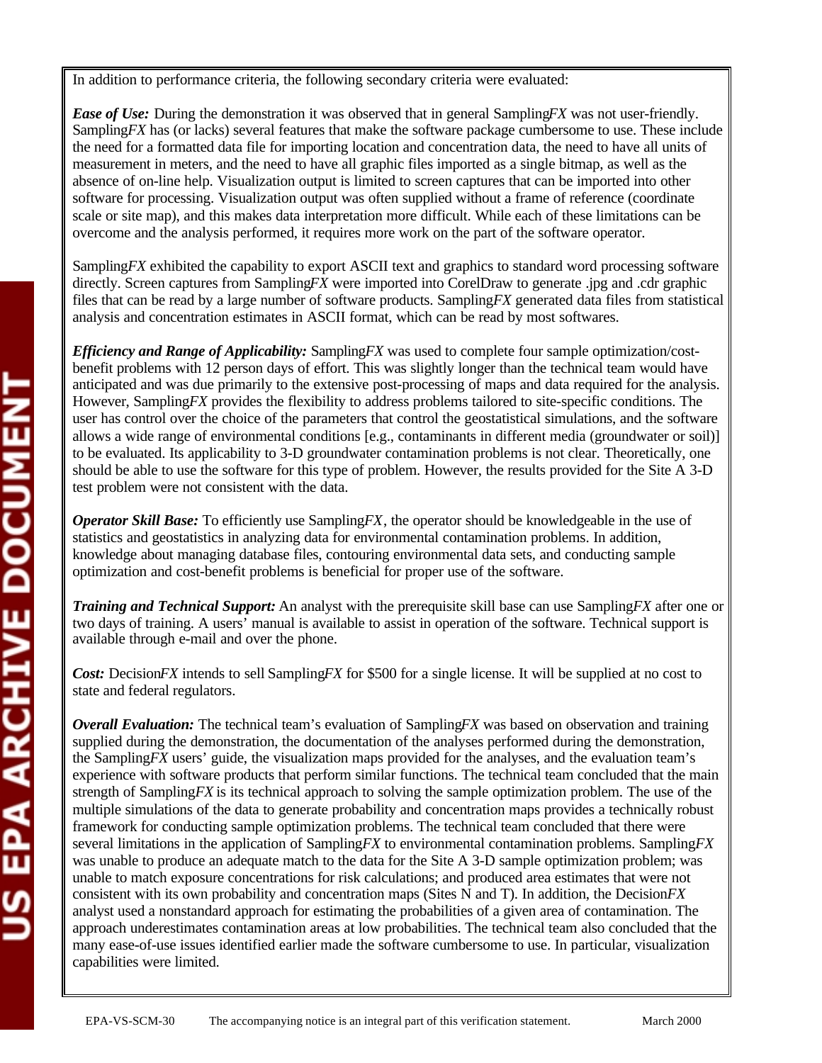In addition to performance criteria, the following secondary criteria were evaluated:

***Ease of Use:*** During the demonstration it was observed that in general Sampling*FX* was not user-friendly. Sampling*FX* has (or lacks) several features that make the software package cumbersome to use. These include the need for a formatted data file for importing location and concentration data, the need to have all units of measurement in meters, and the need to have all graphic files imported as a single bitmap, as well as the absence of on-line help. Visualization output is limited to screen captures that can be imported into other software for processing. Visualization output was often supplied without a frame of reference (coordinate scale or site map), and this makes data interpretation more difficult. While each of these limitations can be overcome and the analysis performed, it requires more work on the part of the software operator.

Sampling*FX* exhibited the capability to export ASCII text and graphics to standard word processing software directly. Screen captures from Sampling*FX* were imported into CorelDraw to generate .jpg and .cdr graphic files that can be read by a large number of software products. Sampling*FX* generated data files from statistical analysis and concentration estimates in ASCII format, which can be read by most softwares.

***Efficiency and Range of Applicability:*** Sampling*FX* was used to complete four sample optimization/cost-benefit problems with 12 person days of effort. This was slightly longer than the technical team would have anticipated and was due primarily to the extensive post-processing of maps and data required for the analysis. However, Sampling*FX* provides the flexibility to address problems tailored to site-specific conditions. The user has control over the choice of the parameters that control the geostatistical simulations, and the software allows a wide range of environmental conditions [e.g., contaminants in different media (groundwater or soil)] to be evaluated. Its applicability to 3-D groundwater contamination problems is not clear. Theoretically, one should be able to use the software for this type of problem. However, the results provided for the Site A 3-D test problem were not consistent with the data.

***Operator Skill Base:*** To efficiently use Sampling*FX*, the operator should be knowledgeable in the use of statistics and geostatistics in analyzing data for environmental contamination problems. In addition, knowledge about managing database files, contouring environmental data sets, and conducting sample optimization and cost-benefit problems is beneficial for proper use of the software.

***Training and Technical Support:*** An analyst with the prerequisite skill base can use Sampling*FX* after one or two days of training. A users' manual is available to assist in operation of the software. Technical support is available through e-mail and over the phone.

***Cost:*** Decision*FX* intends to sell Sampling*FX* for $500 for a single license. It will be supplied at no cost to state and federal regulators.

***Overall Evaluation:*** The technical team's evaluation of Sampling*FX* was based on observation and training supplied during the demonstration, the documentation of the analyses performed during the demonstration, the Sampling*FX* users' guide, the visualization maps provided for the analyses, and the evaluation team's experience with software products that perform similar functions. The technical team concluded that the main strength of Sampling*FX* is its technical approach to solving the sample optimization problem. The use of the multiple simulations of the data to generate probability and concentration maps provides a technically robust framework for conducting sample optimization problems. The technical team concluded that there were several limitations in the application of Sampling*FX* to environmental contamination problems. Sampling*FX* was unable to produce an adequate match to the data for the Site A 3-D sample optimization problem; was unable to match exposure concentrations for risk calculations; and produced area estimates that were not consistent with its own probability and concentration maps (Sites N and T). In addition, the Decision*FX* analyst used a nonstandard approach for estimating the probabilities of a given area of contamination. The approach underestimates contamination areas at low probabilities. The technical team also concluded that the many ease-of-use issues identified earlier made the software cumbersome to use. In particular, visualization capabilities were limited.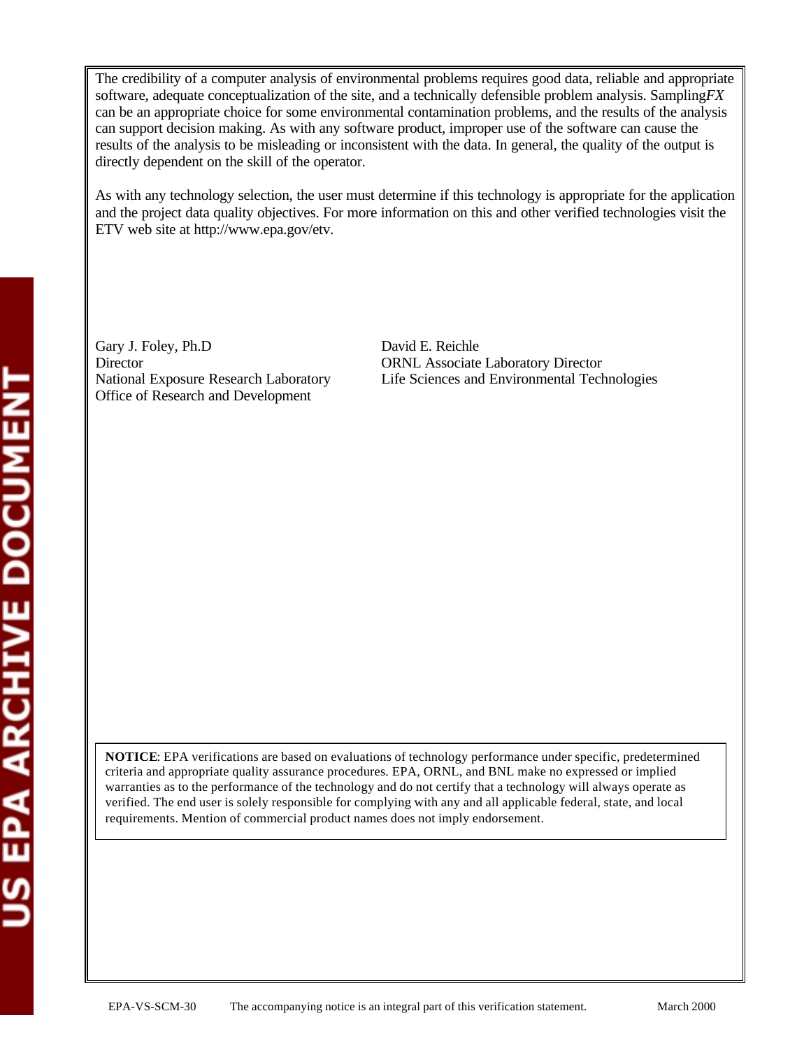The credibility of a computer analysis of environmental problems requires good data, reliable and appropriate software, adequate conceptualization of the site, and a technically defensible problem analysis. Sampling*FX* can be an appropriate choice for some environmental contamination problems, and the results of the analysis can support decision making. As with any software product, improper use of the software can cause the results of the analysis to be misleading or inconsistent with the data. In general, the quality of the output is directly dependent on the skill of the operator.

As with any technology selection, the user must determine if this technology is appropriate for the application and the project data quality objectives. For more information on this and other verified technologies visit the ETV web site at http://www.epa.gov/etv.

Gary J. Foley, Ph.D
Director
National Exposure Research Laboratory
Office of Research and Development

David E. Reichle
ORNL Associate Laboratory Director
Life Sciences and Environmental Technologies

**NOTICE**: EPA verifications are based on evaluations of technology performance under specific, predetermined criteria and appropriate quality assurance procedures. EPA, ORNL, and BNL make no expressed or implied warranties as to the performance of the technology and do not certify that a technology will always operate as verified. The end user is solely responsible for complying with any and all applicable federal, state, and local requirements. Mention of commercial product names does not imply endorsement.

EPA-VS-SCM-30 The accompanying notice is an integral part of this verification statement. March 2000